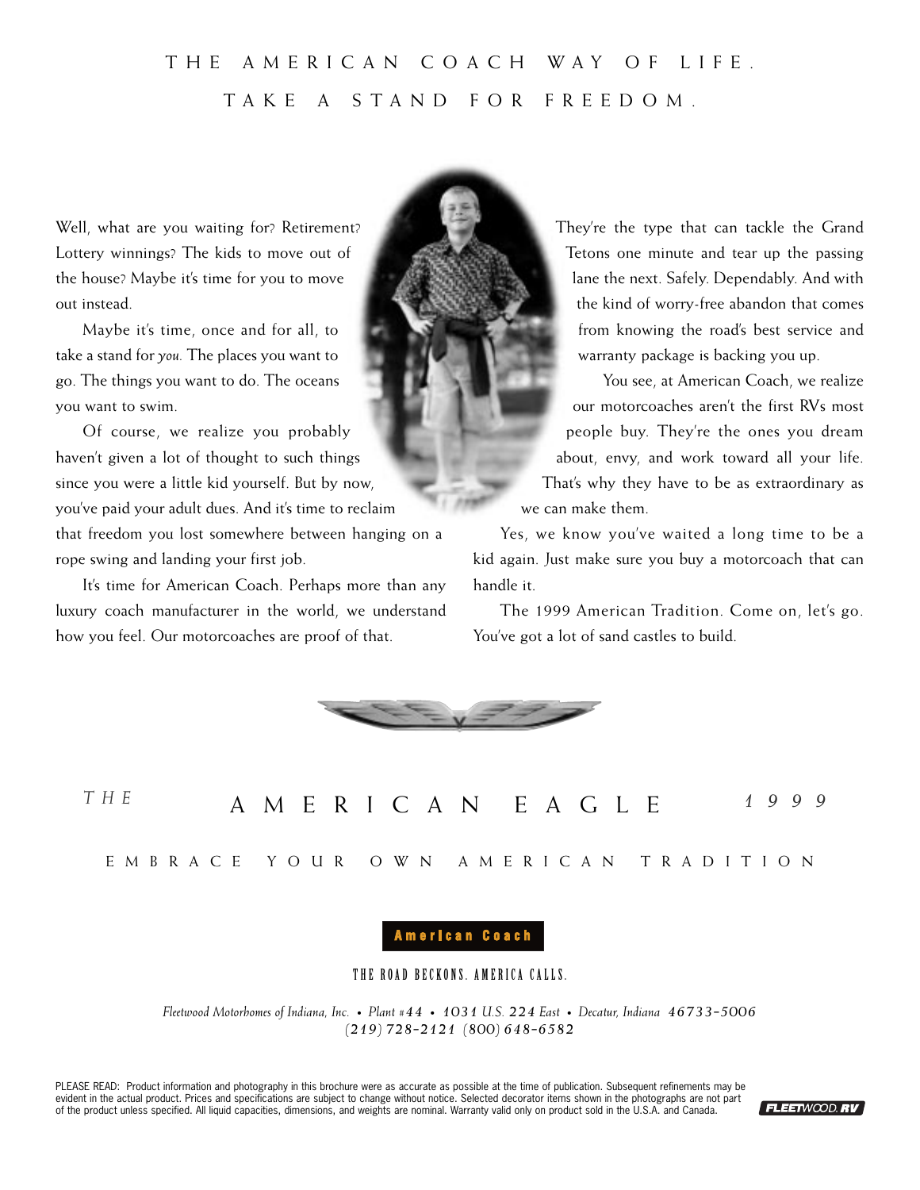# THE AMERICAN COACH WAY OF LIFE.

## TAKE A STAND FOR FREEDOM.

Well, what are you waiting for? Retirement? Lottery winnings? The kids to move out of the house? Maybe it's time for you to move out instead.

Maybe it's time, once and for all, to take a stand for *you*. The places you want to go. The things you want to do. The oceans you want to swim.

Of course, we realize you probably haven't given a lot of thought to such things since you were a little kid yourself. But by now, you've paid your adult dues. And it's time to reclaim that freedom you lost somewhere between hanging on a rope swing and landing your first job.

It's time for American Coach. Perhaps more than any luxury coach manufacturer in the world, we understand how you feel. Our motorcoaches are proof of that.

They're the type that can tackle the Grand Tetons one minute and tear up the passing lane the next. Safely. Dependably. And with the kind of worry-free abandon that comes from knowing the road's best service and warranty package is backing you up.

You see, at American Coach, we realize our motorcoaches aren't the first RVs most people buy. They're the ones you dream about, envy, and work toward all your life. That's why they have to be as extraordinary as we can make them.

Yes, we know you've waited a long time to be a kid again. Just make sure you buy a motorcoach that can handle it.

The 1999 American Tradition. Come on, let's go. You've got a lot of sand castles to build.

*THE* AMERICAN EAGLE *1999*

EMBRACE YOUR OWN AMERICAN TRADITION

**American Coach**

THE ROAD BECKONS. AMERICA CALLS.

*Fleetwood Motorhomes of Indiana, Inc. • Plant #44 • 1031 U.S. 224 East • Decatur, Indiana 46733-5006*
*(219) 728-2121 (800) 648-6582*

PLEASE READ: Product information and photography in this brochure were as accurate as possible at the time of publication. Subsequent refinements may be evident in the actual product. Prices and specifications are subject to change without notice. Selected decorator items shown in the photographs are not part of the product unless specified. All liquid capacities, dimensions, and weights are nominal. Warranty valid only on product sold in the U.S.A. and Canada.

FLEETWOOD RV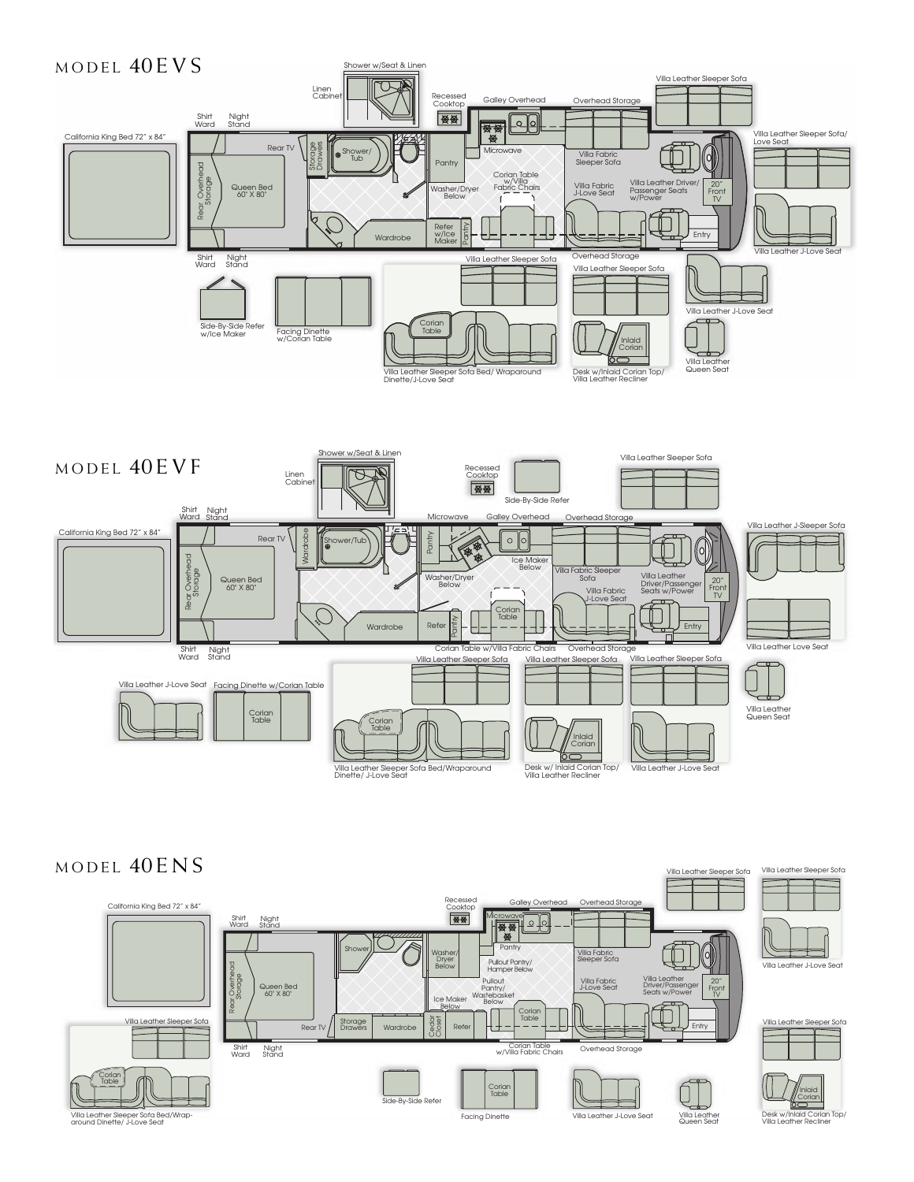## MODEL 40EVS

Shower w/Seat & Linen

Linen Cabinet

Recessed Cooktop

Galley Overhead

Overhead Storage

Villa Leather Sleeper Sofa

Shirt Ward

Night Stand

California King Bed 72" x 84"

Rear TV

Storage Drawers

Shower/Tub

Pantry

Microwave

Villa Fabric Sleeper Sofa

Villa Leather Sleeper Sofa/ Love Seat

Rear Overhead Storage

Queen Bed 60" X 80"

Corian Table w/Villa Fabric Chairs

Washer/Dryer Below

Villa Fabric J-Love Seat

Villa Leather Driver/ Passenger Seats w/Power

20" Front TV

Wardrobe

Refer w/Ice Maker

Pantry

Entry

Villa Leather J-Love Seat

Shirt Ward

Night Stand

Villa Leather Sleeper Sofa

Overhead Storage

Villa Leather Sleeper Sofa

Villa Leather J-Love Seat

Side-By-Side Refer w/Ice Maker

Facing Dinette w/Corian Table

Corian Table

Inlaid Corian

Villa Leather Queen Seat

Villa Leather Sleeper Sofa Bed/ Wraparound Dinette/J-Love Seat

Desk w/Inlaid Corian Top/ Villa Leather Recliner

## MODEL 40EVF

Shower w/Seat & Linen

Linen Cabinet

Recessed Cooktop

Side-By-Side Refer

Villa Leather Sleeper Sofa

Shirt Ward

Night Stand

Microwave

Galley Overhead

Overhead Storage

California King Bed 72" x 84"

Rear TV

Wardrobe

Shower/Tub

Pantry

Villa Leather J-Sleeper Sofa

Ice Maker Below

Villa Fabric Sleeper Sofa

Rear Overhead Storage

Queen Bed 60" X 80"

Washer/Dryer Below

Villa Leather Driver/Passenger Seats w/Power

20" Front TV

Villa Fabric J-Love Seat

Corian Table

Wardrobe

Refer

Pantry

Entry

Shirt Ward

Night Stand

Corian Table w/Villa Fabric Chairs

Overhead Storage

Villa Leather Love Seat

Villa Leather Sleeper Sofa

Villa Leather Sleeper Sofa

Villa Leather Sleeper Sofa

Villa Leather J-Love Seat

Facing Dinette w/Corian Table

Corian Table

Corian Table

Inlaid Corian

Villa Leather Queen Seat

Villa Leather Sleeper Sofa Bed/Wraparound Dinette/ J-Love Seat

Desk w/ Inlaid Corian Top/ Villa Leather Recliner

Villa Leather J-Love Seat

## MODEL 40ENS

Villa Leather Sleeper Sofa

Villa Leather Sleeper Sofa

Recessed Cooktop

Galley Overhead

Overhead Storage

California King Bed 72" x 84"

Shirt Ward

Night Stand

Microwave

Shower

Pantry

Washer/ Dryer Below

Villa Fabric Sleeper Sofa

Villa Leather J-Love Seat

Rear Overhead Storage

Queen Bed 60" X 80"

Pullout Pantry/ Hamper Below

Pullout Pantry/ Wastebasket Below

Villa Fabric J-Love Seat

Villa Leather Driver/Passenger Seats w/Power

20" Front TV

Ice Maker Below

Corian Table

Villa Leather Sleeper Sofa

Rear TV

Storage Drawers

Wardrobe

Cedar Closet

Refer

Entry

Villa Leather Sleeper Sofa

Shirt Ward

Night Stand

Corian Table w/Villa Fabric Chairs

Overhead Storage

Corian Table

Corian Table

Inlaid Corian

Villa Leather Sleeper Sofa Bed/Wrap-around Dinette/ J-Love Seat

Side-By-Side Refer

Facing Dinette

Villa Leather J-Love Seat

Villa Leather Queen Seat

Desk w/Inlaid Corian Top/ Villa Leather Recliner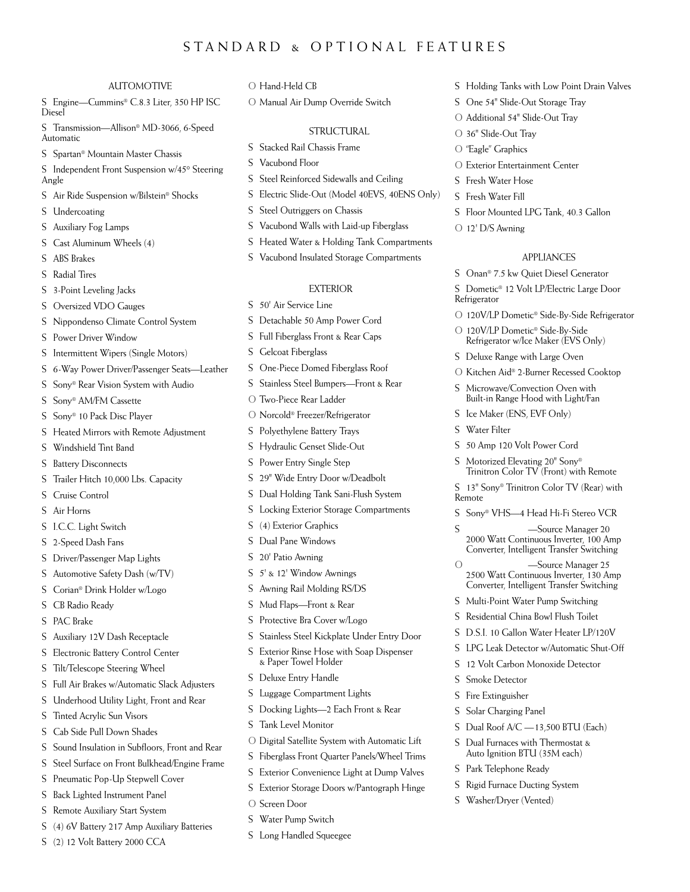# STANDARD & OPTIONAL FEATURES

## AUTOMOTIVE

- S Engine—Cummins® C.8.3 Liter, 350 HP ISC Diesel
- S Transmission—Allison® MD-3066, 6-Speed Automatic
- S Spartan® Mountain Master Chassis
- S Independent Front Suspension w/45° Steering Angle
- S Air Ride Suspension w/Bilstein® Shocks
- S Undercoating
- S Auxiliary Fog Lamps
- S Cast Aluminum Wheels (4)
- S ABS Brakes
- S Radial Tires
- S 3-Point Leveling Jacks
- S Oversized VDO Gauges
- S Nippondenso Climate Control System
- S Power Driver Window
- S Intermittent Wipers (Single Motors)
- S 6-Way Power Driver/Passenger Seats—Leather
- S Sony® Rear Vision System with Audio
- S Sony® AM/FM Cassette
- S Sony® 10 Pack Disc Player
- S Heated Mirrors with Remote Adjustment
- S Windshield Tint Band
- S Battery Disconnects
- S Trailer Hitch 10,000 Lbs. Capacity
- S Cruise Control
- S Air Horns
- S I.C.C. Light Switch
- S 2-Speed Dash Fans
- S Driver/Passenger Map Lights
- S Automotive Safety Dash (w/TV)
- S Corian® Drink Holder w/Logo
- S CB Radio Ready
- S PAC Brake
- S Auxiliary 12V Dash Receptacle
- S Electronic Battery Control Center
- S Tilt/Telescope Steering Wheel
- S Full Air Brakes w/Automatic Slack Adjusters
- S Underhood Utility Light, Front and Rear
- S Tinted Acrylic Sun Visors
- S Cab Side Pull Down Shades
- S Sound Insulation in Subfloors, Front and Rear
- S Steel Surface on Front Bulkhead/Engine Frame
- S Pneumatic Pop-Up Stepwell Cover
- S Back Lighted Instrument Panel
- S Remote Auxiliary Start System
- S (4) 6V Battery 217 Amp Auxiliary Batteries
- S (2) 12 Volt Battery 2000 CCA
- O Hand-Held CB
- O Manual Air Dump Override Switch

## STRUCTURAL

- S Stacked Rail Chassis Frame
- S Vacubond Floor
- S Steel Reinforced Sidewalls and Ceiling
- S Electric Slide-Out (Model 40EVS, 40ENS Only)
- S Steel Outriggers on Chassis
- S Vacubond Walls with Laid-up Fiberglass
- S Heated Water & Holding Tank Compartments
- S Vacubond Insulated Storage Compartments

## EXTERIOR

- S 50' Air Service Line
- S Detachable 50 Amp Power Cord
- S Full Fiberglass Front & Rear Caps
- S Gelcoat Fiberglass
- S One-Piece Domed Fiberglass Roof
- S Stainless Steel Bumpers—Front & Rear
- O Two-Piece Rear Ladder
- O Norcold® Freezer/Refrigerator
- S Polyethylene Battery Trays
- S Hydraulic Genset Slide-Out
- S Power Entry Single Step
- S 29" Wide Entry Door w/Deadbolt
- S Dual Holding Tank Sani-Flush System
- S Locking Exterior Storage Compartments
- S (4) Exterior Graphics
- S Dual Pane Windows
- S 20' Patio Awning
- S 5' & 12' Window Awnings
- S Awning Rail Molding RS/DS
- S Mud Flaps—Front & Rear
- S Protective Bra Cover w/Logo
- S Stainless Steel Kickplate Under Entry Door
- S Exterior Rinse Hose with Soap Dispenser & Paper Towel Holder
- S Deluxe Entry Handle
- S Luggage Compartment Lights
- S Docking Lights—2 Each Front & Rear
- S Tank Level Monitor
- O Digital Satellite System with Automatic Lift
- S Fiberglass Front Quarter Panels/Wheel Trims
- S Exterior Convenience Light at Dump Valves
- S Exterior Storage Doors w/Pantograph Hinge
- O Screen Door
- S Water Pump Switch
- S Long Handled Squeegee
- S Holding Tanks with Low Point Drain Valves
- S One 54" Slide-Out Storage Tray
- O Additional 54" Slide-Out Tray
- O 36" Slide-Out Tray
- O "Eagle" Graphics
- O Exterior Entertainment Center
- S Fresh Water Hose
- S Fresh Water Fill
- S Floor Mounted LPG Tank, 40.3 Gallon
- O 12' D/S Awning

## APPLIANCES

- S Onan® 7.5 kw Quiet Diesel Generator
- S Dometic® 12 Volt LP/Electric Large Door Refrigerator
- O 120V/LP Dometic® Side-By-Side Refrigerator
- O 120V/LP Dometic® Side-By-Side Refrigerator w/Ice Maker (EVS Only)
- S Deluxe Range with Large Oven
- O Kitchen Aid® 2-Burner Recessed Cooktop
- S Microwave/Convection Oven with Built-in Range Hood with Light/Fan
- S Ice Maker (ENS, EVF Only)
- S Water Filter
- S 50 Amp 120 Volt Power Cord
- S Motorized Elevating 20" Sony® Trinitron Color TV (Front) with Remote
- S 13" Sony® Trinitron Color TV (Rear) with Remote
- S Sony® VHS—4 Head Hi-Fi Stereo VCR
- S —Source Manager 20 2000 Watt Continuous Inverter, 100 Amp Converter, Intelligent Transfer Switching
- O —Source Manager 25 2500 Watt Continuous Inverter, 130 Amp Converter, Intelligent Transfer Switching
- S Multi-Point Water Pump Switching
- S Residential China Bowl Flush Toilet
- S D.S.I. 10 Gallon Water Heater LP/120V
- S LPG Leak Detector w/Automatic Shut-Off
- S 12 Volt Carbon Monoxide Detector
- S Smoke Detector
- S Fire Extinguisher
- S Solar Charging Panel
- S Dual Roof A/C —13,500 BTU (Each)
- S Dual Furnaces with Thermostat & Auto Ignition BTU (35M each)
- S Park Telephone Ready
- S Rigid Furnace Ducting System
- S Washer/Dryer (Vented)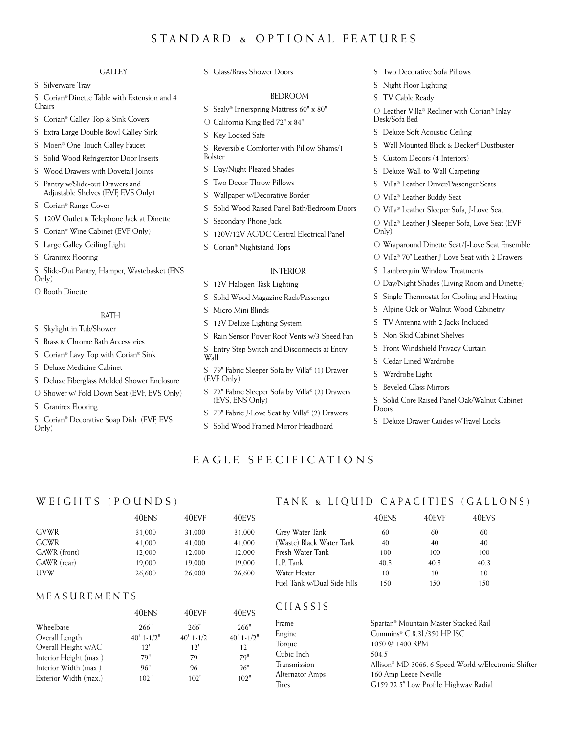# STANDARD & OPTIONAL FEATURES

## GALLEY

- S Silverware Tray
- S Corian® Dinette Table with Extension and 4 Chairs
- S Corian® Galley Top & Sink Covers
- S Extra Large Double Bowl Galley Sink
- S Moen® One Touch Galley Faucet
- S Solid Wood Refrigerator Door Inserts
- S Wood Drawers with Dovetail Joints
- S Pantry w/Slide-out Drawers and Adjustable Shelves (EVF, EVS Only)
- S Corian® Range Cover
- S 120V Outlet & Telephone Jack at Dinette
- S Corian® Wine Cabinet (EVF Only)
- S Large Galley Ceiling Light
- S Granirex Flooring
- S Slide-Out Pantry, Hamper, Wastebasket (ENS Only)
- O Booth Dinette

## BATH

- S Skylight in Tub/Shower
- S Brass & Chrome Bath Accessories
- S Corian® Lavy Top with Corian® Sink
- S Deluxe Medicine Cabinet
- S Deluxe Fiberglass Molded Shower Enclosure
- O Shower w/ Fold-Down Seat (EVF, EVS Only)
- S Granirex Flooring
- S Corian® Decorative Soap Dish (EVF, EVS Only)
- S Glass/Brass Shower Doors

## BEDROOM

- S Sealy® Innerspring Mattress 60" x 80"
- O California King Bed 72" x 84"
- S Key Locked Safe
- S Reversible Comforter with Pillow Shams/1 Bolster
- S Day/Night Pleated Shades
- S Two Decor Throw Pillows
- S Wallpaper w/Decorative Border
- S Solid Wood Raised Panel Bath/Bedroom Doors
- S Secondary Phone Jack
- S 120V/12V AC/DC Central Electrical Panel
- S Corian® Nightstand Tops

## INTERIOR

- S 12V Halogen Task Lighting
- S Solid Wood Magazine Rack/Passenger
- S Micro Mini Blinds
- S 12V Deluxe Lighting System
- S Rain Sensor Power Roof Vents w/3-Speed Fan
- S Entry Step Switch and Disconnects at Entry Wall
- S 79" Fabric Sleeper Sofa by Villa® (1) Drawer (EVF Only)
- S 72" Fabric Sleeper Sofa by Villa® (2) Drawers (EVS, ENS Only)
- S 70" Fabric J-Love Seat by Villa® (2) Drawers
- S Solid Wood Framed Mirror Headboard
- S Two Decorative Sofa Pillows
- S Night Floor Lighting
- S TV Cable Ready
- O Leather Villa® Recliner with Corian® Inlay Desk/Sofa Bed
- S Deluxe Soft Acoustic Ceiling
- S Wall Mounted Black & Decker® Dustbuster
- S Custom Decors (4 Interiors)
- S Deluxe Wall-to-Wall Carpeting
- S Villa® Leather Driver/Passenger Seats
- O Villa® Leather Buddy Seat
- O Villa® Leather Sleeper Sofa, J-Love Seat
- O Villa® Leather J-Sleeper Sofa, Love Seat (EVF Only)
- O Wraparound Dinette Seat/J-Love Seat Ensemble
- O Villa® 70" Leather J-Love Seat with 2 Drawers
- S Lambrequin Window Treatments
- O Day/Night Shades (Living Room and Dinette)
- S Single Thermostat for Cooling and Heating
- S Alpine Oak or Walnut Wood Cabinetry
- S TV Antenna with 2 Jacks Included
- S Non-Skid Cabinet Shelves
- S Front Windshield Privacy Curtain
- S Cedar-Lined Wardrobe
- S Wardrobe Light
- S Beveled Glass Mirrors
- S Solid Core Raised Panel Oak/Walnut Cabinet Doors
- S Deluxe Drawer Guides w/Travel Locks

# EAGLE SPECIFICATIONS

## WEIGHTS (POUNDS)

| | 40ENS | 40EVF | 40EVS |
|---|---|---|---|
| GVWR | 31,000 | 31,000 | 31,000 |
| GCWR | 41,000 | 41,000 | 41,000 |
| GAWR (front) | 12,000 | 12,000 | 12,000 |
| GAWR (rear) | 19,000 | 19,000 | 19,000 |
| UVW | 26,600 | 26,000 | 26,600 |

## MEASUREMENTS

| | 40ENS | 40EVF | 40EVS |
|---|---|---|---|
| Wheelbase | 266" | 266" | 266" |
| Overall Length | 40' 1-1/2" | 40' 1-1/2" | 40' 1-1/2" |
| Overall Height w/AC | 12' | 12' | 12' |
| Interior Height (max.) | 79" | 79" | 79" |
| Interior Width (max.) | 96" | 96" | 96" |
| Exterior Width (max.) | 102" | 102" | 102" |

## TANK & LIQUID CAPACITIES (GALLONS)

| | 40ENS | 40EVF | 40EVS |
|---|---|---|---|
| Grey Water Tank | 60 | 60 | 60 |
| (Waste) Black Water Tank | 40 | 40 | 40 |
| Fresh Water Tank | 100 | 100 | 100 |
| L.P. Tank | 40.3 | 40.3 | 40.3 |
| Water Heater | 10 | 10 | 10 |
| Fuel Tank w/Dual Side Fills | 150 | 150 | 150 |

## CHASSIS

| | |
|---|---|
| Frame | Spartan® Mountain Master Stacked Rail |
| Engine | Cummins® C.8.3L/350 HP ISC |
| Torque | 1050 @ 1400 RPM |
| Cubic Inch | 504.5 |
| Transmission | Allison® MD-3066, 6-Speed World w/Electronic Shifter |
| Alternator Amps | 160 Amp Leece Neville |
| Tires | G159 22.5" Low Profile Highway Radial |